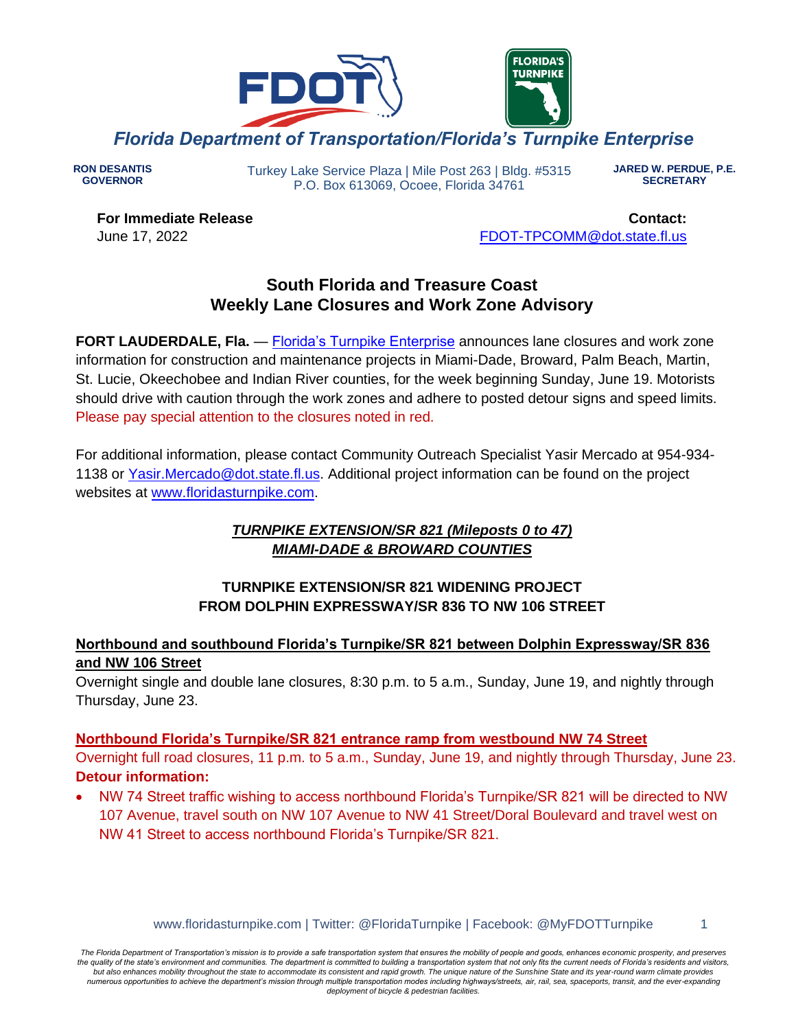Florida Department of Transportation/Florida's Turnpike Enterprise

RON DESANTIS
GOVERNOR

Turkey Lake Service Plaza | Mile Post 263 | Bldg. #5315
P.O. Box 613069, Ocoee, Florida 34761

JARED W. PERDUE, P.E.
SECRETARY

**For Immediate Release**
June 17, 2022

**Contact:**
FDOT-TPCOMM@dot.state.fl.us

## South Florida and Treasure Coast
## Weekly Lane Closures and Work Zone Advisory

**FORT LAUDERDALE, Fla.** — Florida's Turnpike Enterprise announces lane closures and work zone information for construction and maintenance projects in Miami-Dade, Broward, Palm Beach, Martin, St. Lucie, Okeechobee and Indian River counties, for the week beginning Sunday, June 19. Motorists should drive with caution through the work zones and adhere to posted detour signs and speed limits. Please pay special attention to the closures noted in red.

For additional information, please contact Community Outreach Specialist Yasir Mercado at 954-934-1138 or Yasir.Mercado@dot.state.fl.us. Additional project information can be found on the project websites at www.floridasturnpike.com.

### *TURNPIKE EXTENSION/SR 821 (Mileposts 0 to 47)*
### *MIAMI-DADE & BROWARD COUNTIES*

### TURNPIKE EXTENSION/SR 821 WIDENING PROJECT FROM DOLPHIN EXPRESSWAY/SR 836 TO NW 106 STREET

**Northbound and southbound Florida's Turnpike/SR 821 between Dolphin Expressway/SR 836 and NW 106 Street**
Overnight single and double lane closures, 8:30 p.m. to 5 a.m., Sunday, June 19, and nightly through Thursday, June 23.

**Northbound Florida's Turnpike/SR 821 entrance ramp from westbound NW 74 Street**
Overnight full road closures, 11 p.m. to 5 a.m., Sunday, June 19, and nightly through Thursday, June 23.
**Detour information:**

- NW 74 Street traffic wishing to access northbound Florida's Turnpike/SR 821 will be directed to NW 107 Avenue, travel south on NW 107 Avenue to NW 41 Street/Doral Boulevard and travel west on NW 41 Street to access northbound Florida's Turnpike/SR 821.

www.floridasturnpike.com | Twitter: @FloridaTurnpike | Facebook: @MyFDOTTurnpike

*The Florida Department of Transportation's mission is to provide a safe transportation system that ensures the mobility of people and goods, enhances economic prosperity, and preserves the quality of the state's environment and communities. The department is committed to building a transportation system that not only fits the current needs of Florida's residents and visitors, but also enhances mobility throughout the state to accommodate its consistent and rapid growth. The unique nature of the Sunshine State and its year-round warm climate provides numerous opportunities to achieve the department's mission through multiple transportation modes including highways/streets, air, rail, sea, spaceports, transit, and the ever-expanding deployment of bicycle & pedestrian facilities.*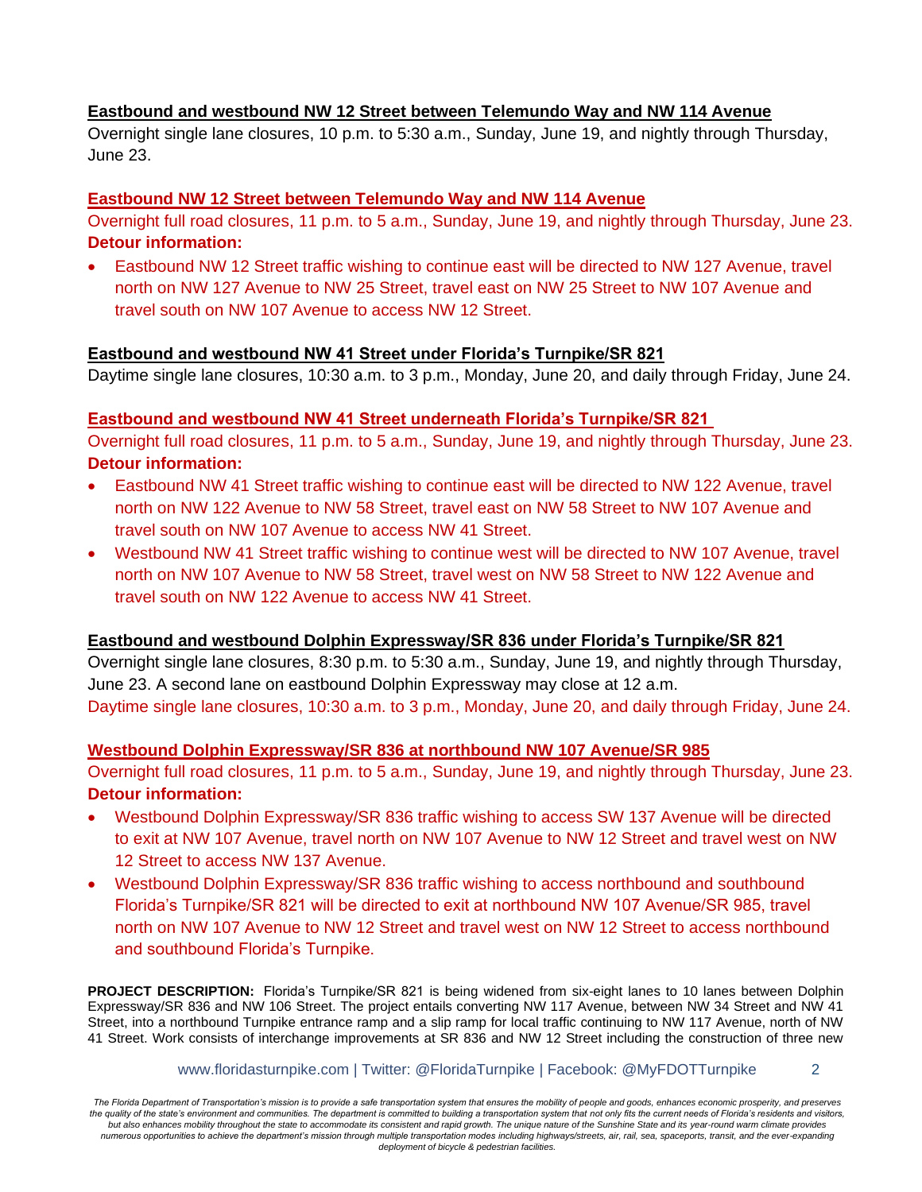**Eastbound and westbound NW 12 Street between Telemundo Way and NW 114 Avenue**

Overnight single lane closures, 10 p.m. to 5:30 a.m., Sunday, June 19, and nightly through Thursday, June 23.

**Eastbound NW 12 Street between Telemundo Way and NW 114 Avenue**

Overnight full road closures, 11 p.m. to 5 a.m., Sunday, June 19, and nightly through Thursday, June 23.

**Detour information:**

- Eastbound NW 12 Street traffic wishing to continue east will be directed to NW 127 Avenue, travel north on NW 127 Avenue to NW 25 Street, travel east on NW 25 Street to NW 107 Avenue and travel south on NW 107 Avenue to access NW 12 Street.

**Eastbound and westbound NW 41 Street under Florida's Turnpike/SR 821**

Daytime single lane closures, 10:30 a.m. to 3 p.m., Monday, June 20, and daily through Friday, June 24.

**Eastbound and westbound NW 41 Street underneath Florida's Turnpike/SR 821**

Overnight full road closures, 11 p.m. to 5 a.m., Sunday, June 19, and nightly through Thursday, June 23.

**Detour information:**

- Eastbound NW 41 Street traffic wishing to continue east will be directed to NW 122 Avenue, travel north on NW 122 Avenue to NW 58 Street, travel east on NW 58 Street to NW 107 Avenue and travel south on NW 107 Avenue to access NW 41 Street.
- Westbound NW 41 Street traffic wishing to continue west will be directed to NW 107 Avenue, travel north on NW 107 Avenue to NW 58 Street, travel west on NW 58 Street to NW 122 Avenue and travel south on NW 122 Avenue to access NW 41 Street.

**Eastbound and westbound Dolphin Expressway/SR 836 under Florida's Turnpike/SR 821**

Overnight single lane closures, 8:30 p.m. to 5:30 a.m., Sunday, June 19, and nightly through Thursday, June 23. A second lane on eastbound Dolphin Expressway may close at 12 a.m.

Daytime single lane closures, 10:30 a.m. to 3 p.m., Monday, June 20, and daily through Friday, June 24.

**Westbound Dolphin Expressway/SR 836 at northbound NW 107 Avenue/SR 985**

Overnight full road closures, 11 p.m. to 5 a.m., Sunday, June 19, and nightly through Thursday, June 23.

**Detour information:**

- Westbound Dolphin Expressway/SR 836 traffic wishing to access SW 137 Avenue will be directed to exit at NW 107 Avenue, travel north on NW 107 Avenue to NW 12 Street and travel west on NW 12 Street to access NW 137 Avenue.
- Westbound Dolphin Expressway/SR 836 traffic wishing to access northbound and southbound Florida's Turnpike/SR 821 will be directed to exit at northbound NW 107 Avenue/SR 985, travel north on NW 107 Avenue to NW 12 Street and travel west on NW 12 Street to access northbound and southbound Florida's Turnpike.

**PROJECT DESCRIPTION:** Florida's Turnpike/SR 821 is being widened from six-eight lanes to 10 lanes between Dolphin Expressway/SR 836 and NW 106 Street. The project entails converting NW 117 Avenue, between NW 34 Street and NW 41 Street, into a northbound Turnpike entrance ramp and a slip ramp for local traffic continuing to NW 117 Avenue, north of NW 41 Street. Work consists of interchange improvements at SR 836 and NW 12 Street including the construction of three new

www.floridasturnpike.com | Twitter: @FloridaTurnpike | Facebook: @MyFDOTTurnpike

*The Florida Department of Transportation's mission is to provide a safe transportation system that ensures the mobility of people and goods, enhances economic prosperity, and preserves the quality of the state's environment and communities. The department is committed to building a transportation system that not only fits the current needs of Florida's residents and visitors, but also enhances mobility throughout the state to accommodate its consistent and rapid growth. The unique nature of the Sunshine State and its year-round warm climate provides numerous opportunities to achieve the department's mission through multiple transportation modes including highways/streets, air, rail, sea, spaceports, transit, and the ever-expanding deployment of bicycle & pedestrian facilities.*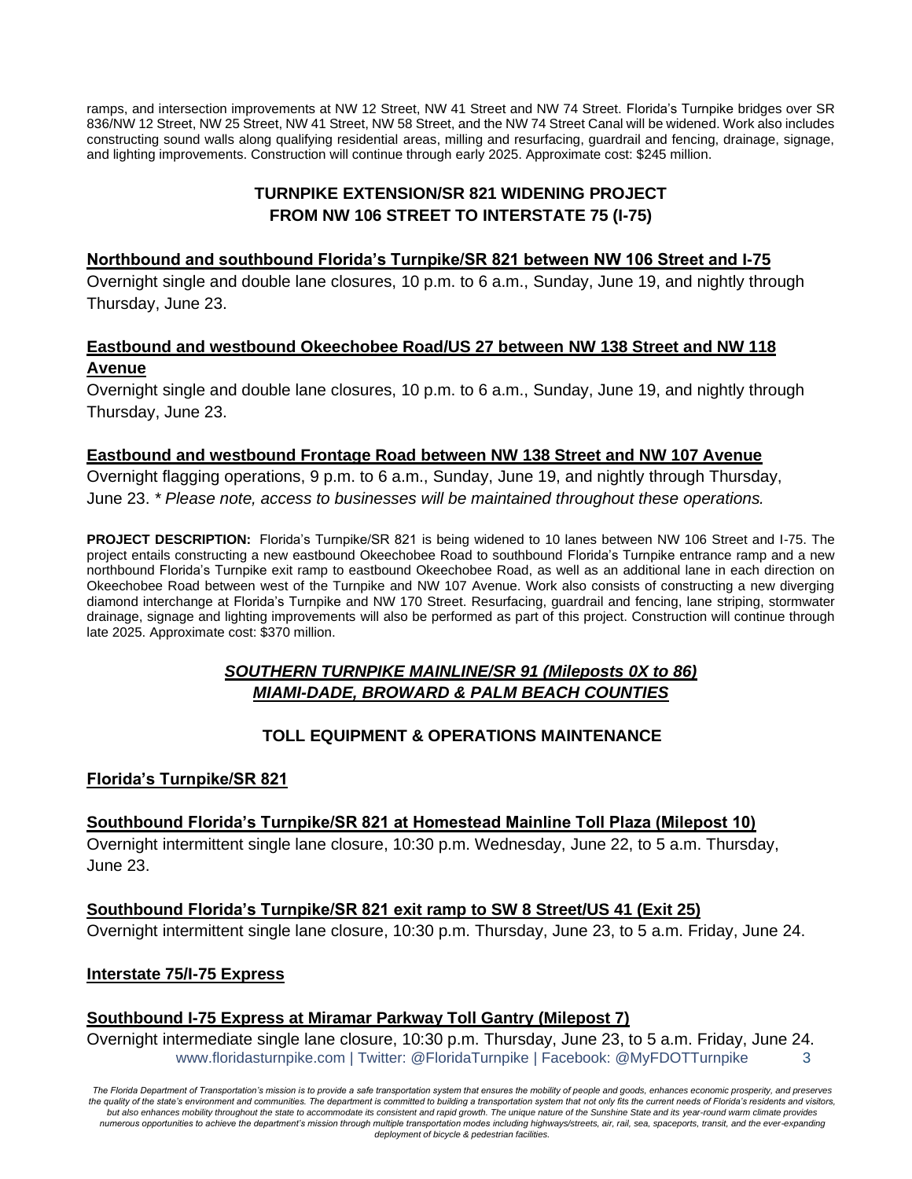ramps, and intersection improvements at NW 12 Street, NW 41 Street and NW 74 Street. Florida's Turnpike bridges over SR 836/NW 12 Street, NW 25 Street, NW 41 Street, NW 58 Street, and the NW 74 Street Canal will be widened. Work also includes constructing sound walls along qualifying residential areas, milling and resurfacing, guardrail and fencing, drainage, signage, and lighting improvements. Construction will continue through early 2025. Approximate cost: $245 million.

## TURNPIKE EXTENSION/SR 821 WIDENING PROJECT FROM NW 106 STREET TO INTERSTATE 75 (I-75)

**Northbound and southbound Florida's Turnpike/SR 821 between NW 106 Street and I-75**

Overnight single and double lane closures, 10 p.m. to 6 a.m., Sunday, June 19, and nightly through Thursday, June 23.

**Eastbound and westbound Okeechobee Road/US 27 between NW 138 Street and NW 118 Avenue**

Overnight single and double lane closures, 10 p.m. to 6 a.m., Sunday, June 19, and nightly through Thursday, June 23.

**Eastbound and westbound Frontage Road between NW 138 Street and NW 107 Avenue**

Overnight flagging operations, 9 p.m. to 6 a.m., Sunday, June 19, and nightly through Thursday, June 23. *\* Please note, access to businesses will be maintained throughout these operations.*

**PROJECT DESCRIPTION:** Florida's Turnpike/SR 821 is being widened to 10 lanes between NW 106 Street and I-75. The project entails constructing a new eastbound Okeechobee Road to southbound Florida's Turnpike entrance ramp and a new northbound Florida's Turnpike exit ramp to eastbound Okeechobee Road, as well as an additional lane in each direction on Okeechobee Road between west of the Turnpike and NW 107 Avenue. Work also consists of constructing a new diverging diamond interchange at Florida's Turnpike and NW 170 Street. Resurfacing, guardrail and fencing, lane striping, stormwater drainage, signage and lighting improvements will also be performed as part of this project. Construction will continue through late 2025. Approximate cost: $370 million.

## *SOUTHERN TURNPIKE MAINLINE/SR 91 (Mileposts 0X to 86)* *MIAMI-DADE, BROWARD & PALM BEACH COUNTIES*

## TOLL EQUIPMENT & OPERATIONS MAINTENANCE

**Florida's Turnpike/SR 821**

**Southbound Florida's Turnpike/SR 821 at Homestead Mainline Toll Plaza (Milepost 10)**

Overnight intermittent single lane closure, 10:30 p.m. Wednesday, June 22, to 5 a.m. Thursday, June 23.

**Southbound Florida's Turnpike/SR 821 exit ramp to SW 8 Street/US 41 (Exit 25)**

Overnight intermittent single lane closure, 10:30 p.m. Thursday, June 23, to 5 a.m. Friday, June 24.

**Interstate 75/I-75 Express**

**Southbound I-75 Express at Miramar Parkway Toll Gantry (Milepost 7)**

Overnight intermediate single lane closure, 10:30 p.m. Thursday, June 23, to 5 a.m. Friday, June 24.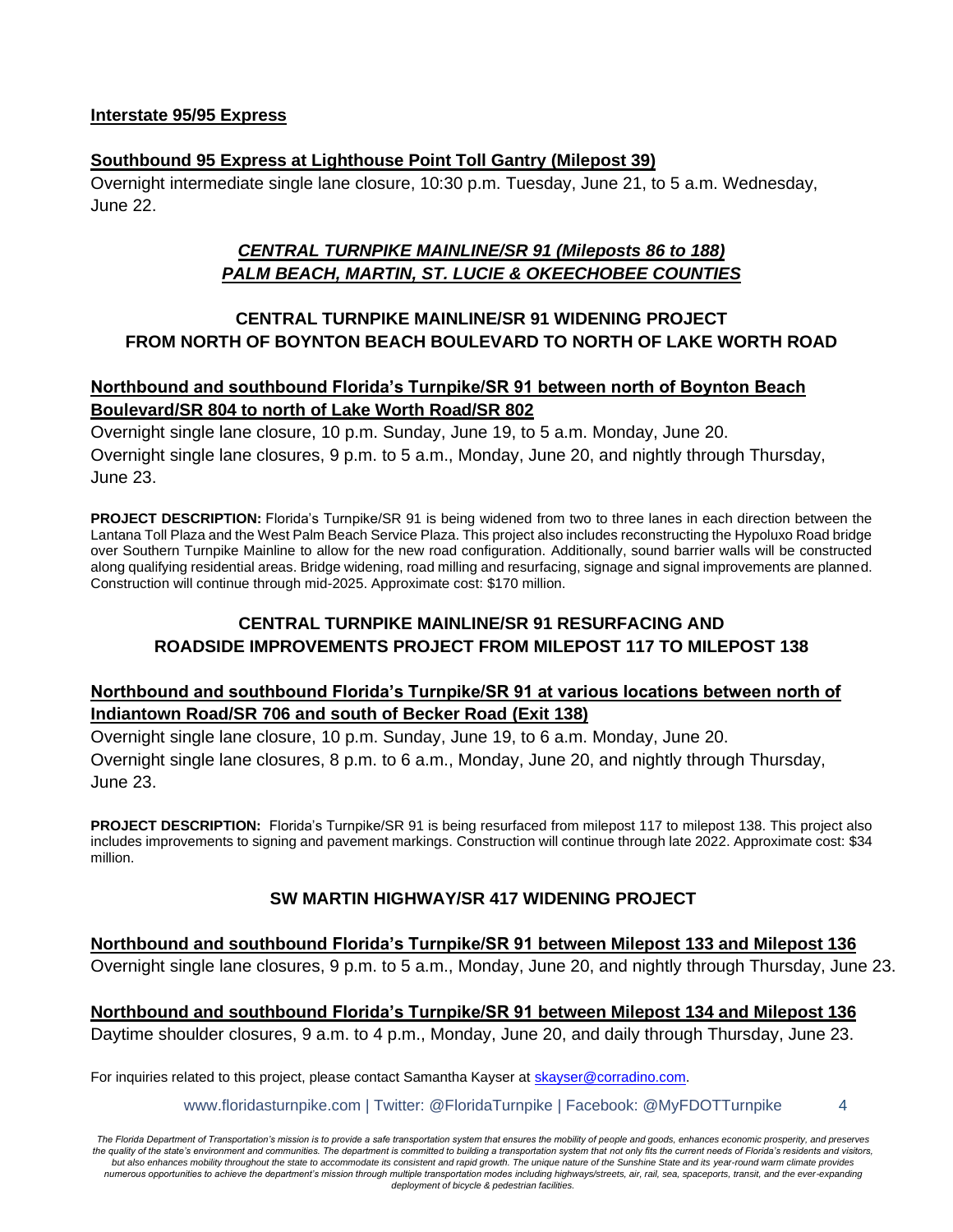**Interstate 95/95 Express**

**Southbound 95 Express at Lighthouse Point Toll Gantry (Milepost 39)**

Overnight intermediate single lane closure, 10:30 p.m. Tuesday, June 21, to 5 a.m. Wednesday, June 22.

## *CENTRAL TURNPIKE MAINLINE/SR 91 (Mileposts 86 to 188)*
## *PALM BEACH, MARTIN, ST. LUCIE & OKEECHOBEE COUNTIES*

### CENTRAL TURNPIKE MAINLINE/SR 91 WIDENING PROJECT FROM NORTH OF BOYNTON BEACH BOULEVARD TO NORTH OF LAKE WORTH ROAD

**Northbound and southbound Florida's Turnpike/SR 91 between north of Boynton Beach Boulevard/SR 804 to north of Lake Worth Road/SR 802**

Overnight single lane closure, 10 p.m. Sunday, June 19, to 5 a.m. Monday, June 20.
Overnight single lane closures, 9 p.m. to 5 a.m., Monday, June 20, and nightly through Thursday, June 23.

**PROJECT DESCRIPTION:** Florida's Turnpike/SR 91 is being widened from two to three lanes in each direction between the Lantana Toll Plaza and the West Palm Beach Service Plaza. This project also includes reconstructing the Hypoluxo Road bridge over Southern Turnpike Mainline to allow for the new road configuration. Additionally, sound barrier walls will be constructed along qualifying residential areas. Bridge widening, road milling and resurfacing, signage and signal improvements are planned. Construction will continue through mid-2025. Approximate cost: $170 million.

### CENTRAL TURNPIKE MAINLINE/SR 91 RESURFACING AND ROADSIDE IMPROVEMENTS PROJECT FROM MILEPOST 117 TO MILEPOST 138

**Northbound and southbound Florida's Turnpike/SR 91 at various locations between north of Indiantown Road/SR 706 and south of Becker Road (Exit 138)**

Overnight single lane closure, 10 p.m. Sunday, June 19, to 6 a.m. Monday, June 20.
Overnight single lane closures, 8 p.m. to 6 a.m., Monday, June 20, and nightly through Thursday, June 23.

**PROJECT DESCRIPTION:** Florida's Turnpike/SR 91 is being resurfaced from milepost 117 to milepost 138. This project also includes improvements to signing and pavement markings. Construction will continue through late 2022. Approximate cost: $34 million.

### SW MARTIN HIGHWAY/SR 417 WIDENING PROJECT

**Northbound and southbound Florida's Turnpike/SR 91 between Milepost 133 and Milepost 136**

Overnight single lane closures, 9 p.m. to 5 a.m., Monday, June 20, and nightly through Thursday, June 23.

**Northbound and southbound Florida's Turnpike/SR 91 between Milepost 134 and Milepost 136**

Daytime shoulder closures, 9 a.m. to 4 p.m., Monday, June 20, and daily through Thursday, June 23.

For inquiries related to this project, please contact Samantha Kayser at skayser@corradino.com.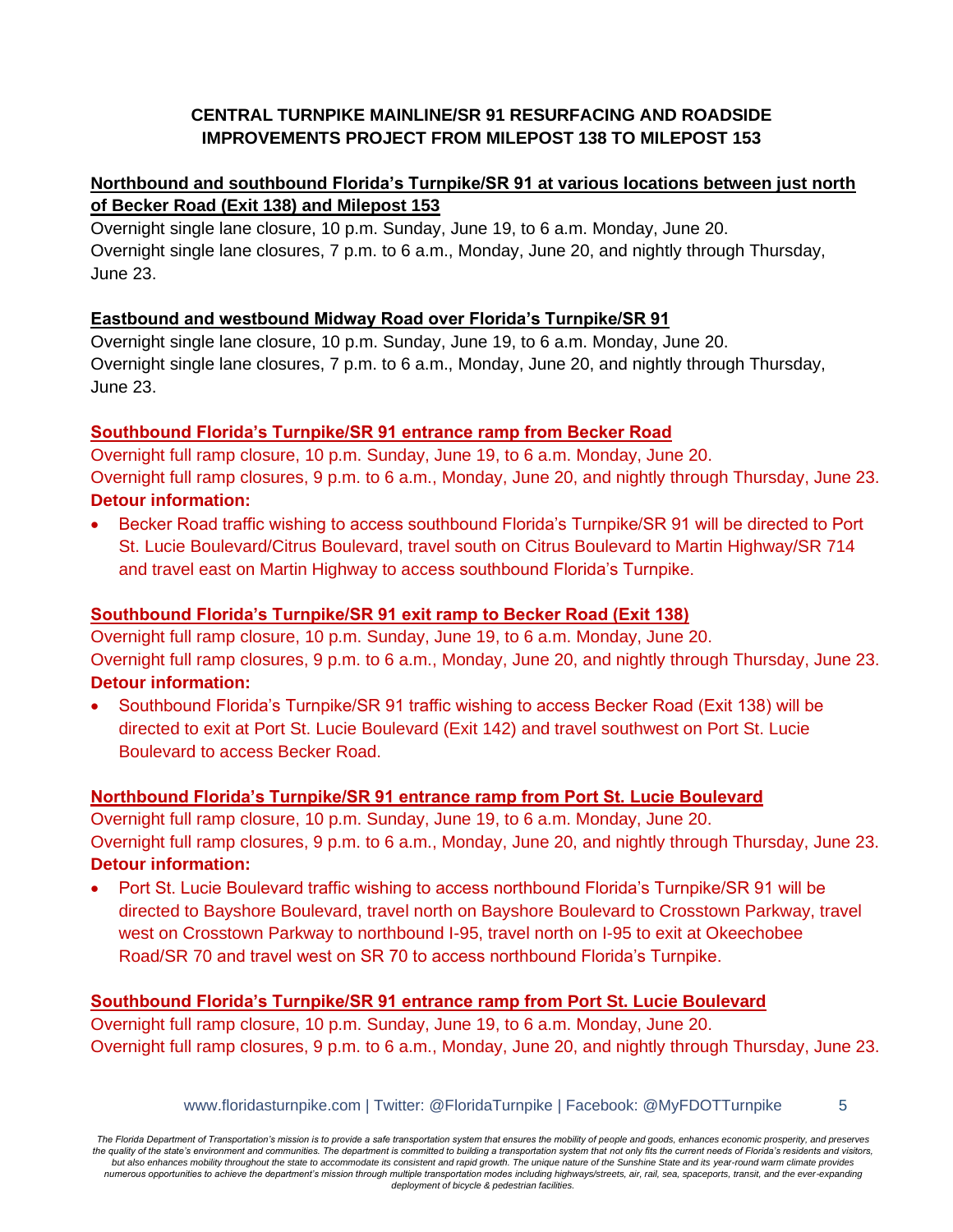**CENTRAL TURNPIKE MAINLINE/SR 91 RESURFACING AND ROADSIDE IMPROVEMENTS PROJECT FROM MILEPOST 138 TO MILEPOST 153**

**Northbound and southbound Florida's Turnpike/SR 91 at various locations between just north of Becker Road (Exit 138) and Milepost 153**

Overnight single lane closure, 10 p.m. Sunday, June 19, to 6 a.m. Monday, June 20.
Overnight single lane closures, 7 p.m. to 6 a.m., Monday, June 20, and nightly through Thursday, June 23.

**Eastbound and westbound Midway Road over Florida's Turnpike/SR 91**

Overnight single lane closure, 10 p.m. Sunday, June 19, to 6 a.m. Monday, June 20.
Overnight single lane closures, 7 p.m. to 6 a.m., Monday, June 20, and nightly through Thursday, June 23.

**Southbound Florida's Turnpike/SR 91 entrance ramp from Becker Road**

Overnight full ramp closure, 10 p.m. Sunday, June 19, to 6 a.m. Monday, June 20.
Overnight full ramp closures, 9 p.m. to 6 a.m., Monday, June 20, and nightly through Thursday, June 23.

**Detour information:**

- Becker Road traffic wishing to access southbound Florida's Turnpike/SR 91 will be directed to Port St. Lucie Boulevard/Citrus Boulevard, travel south on Citrus Boulevard to Martin Highway/SR 714 and travel east on Martin Highway to access southbound Florida's Turnpike.

**Southbound Florida's Turnpike/SR 91 exit ramp to Becker Road (Exit 138)**

Overnight full ramp closure, 10 p.m. Sunday, June 19, to 6 a.m. Monday, June 20.
Overnight full ramp closures, 9 p.m. to 6 a.m., Monday, June 20, and nightly through Thursday, June 23.

**Detour information:**

- Southbound Florida's Turnpike/SR 91 traffic wishing to access Becker Road (Exit 138) will be directed to exit at Port St. Lucie Boulevard (Exit 142) and travel southwest on Port St. Lucie Boulevard to access Becker Road.

**Northbound Florida's Turnpike/SR 91 entrance ramp from Port St. Lucie Boulevard**

Overnight full ramp closure, 10 p.m. Sunday, June 19, to 6 a.m. Monday, June 20.
Overnight full ramp closures, 9 p.m. to 6 a.m., Monday, June 20, and nightly through Thursday, June 23.

**Detour information:**

- Port St. Lucie Boulevard traffic wishing to access northbound Florida's Turnpike/SR 91 will be directed to Bayshore Boulevard, travel north on Bayshore Boulevard to Crosstown Parkway, travel west on Crosstown Parkway to northbound I-95, travel north on I-95 to exit at Okeechobee Road/SR 70 and travel west on SR 70 to access northbound Florida's Turnpike.

**Southbound Florida's Turnpike/SR 91 entrance ramp from Port St. Lucie Boulevard**

Overnight full ramp closure, 10 p.m. Sunday, June 19, to 6 a.m. Monday, June 20.
Overnight full ramp closures, 9 p.m. to 6 a.m., Monday, June 20, and nightly through Thursday, June 23.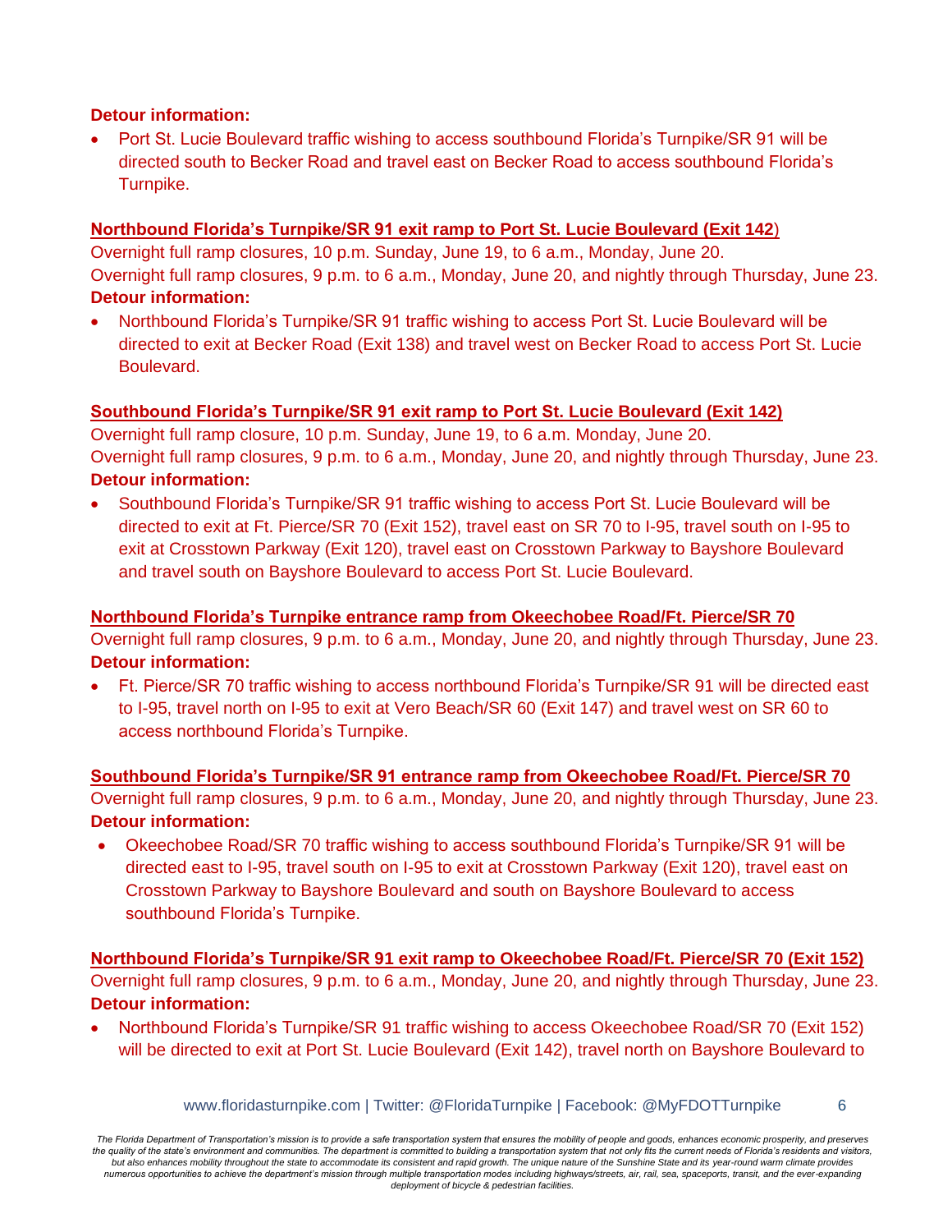**Detour information:**

- Port St. Lucie Boulevard traffic wishing to access southbound Florida's Turnpike/SR 91 will be directed south to Becker Road and travel east on Becker Road to access southbound Florida's Turnpike.

**Northbound Florida's Turnpike/SR 91 exit ramp to Port St. Lucie Boulevard (Exit 142)**

Overnight full ramp closures, 10 p.m. Sunday, June 19, to 6 a.m., Monday, June 20.
Overnight full ramp closures, 9 p.m. to 6 a.m., Monday, June 20, and nightly through Thursday, June 23.

**Detour information:**

- Northbound Florida's Turnpike/SR 91 traffic wishing to access Port St. Lucie Boulevard will be directed to exit at Becker Road (Exit 138) and travel west on Becker Road to access Port St. Lucie Boulevard.

**Southbound Florida's Turnpike/SR 91 exit ramp to Port St. Lucie Boulevard (Exit 142)**

Overnight full ramp closure, 10 p.m. Sunday, June 19, to 6 a.m. Monday, June 20.
Overnight full ramp closures, 9 p.m. to 6 a.m., Monday, June 20, and nightly through Thursday, June 23.

**Detour information:**

- Southbound Florida's Turnpike/SR 91 traffic wishing to access Port St. Lucie Boulevard will be directed to exit at Ft. Pierce/SR 70 (Exit 152), travel east on SR 70 to I-95, travel south on I-95 to exit at Crosstown Parkway (Exit 120), travel east on Crosstown Parkway to Bayshore Boulevard and travel south on Bayshore Boulevard to access Port St. Lucie Boulevard.

**Northbound Florida's Turnpike entrance ramp from Okeechobee Road/Ft. Pierce/SR 70**

Overnight full ramp closures, 9 p.m. to 6 a.m., Monday, June 20, and nightly through Thursday, June 23.

**Detour information:**

- Ft. Pierce/SR 70 traffic wishing to access northbound Florida's Turnpike/SR 91 will be directed east to I-95, travel north on I-95 to exit at Vero Beach/SR 60 (Exit 147) and travel west on SR 60 to access northbound Florida's Turnpike.

**Southbound Florida's Turnpike/SR 91 entrance ramp from Okeechobee Road/Ft. Pierce/SR 70**

Overnight full ramp closures, 9 p.m. to 6 a.m., Monday, June 20, and nightly through Thursday, June 23.

**Detour information:**

- Okeechobee Road/SR 70 traffic wishing to access southbound Florida's Turnpike/SR 91 will be directed east to I-95, travel south on I-95 to exit at Crosstown Parkway (Exit 120), travel east on Crosstown Parkway to Bayshore Boulevard and south on Bayshore Boulevard to access southbound Florida's Turnpike.

**Northbound Florida's Turnpike/SR 91 exit ramp to Okeechobee Road/Ft. Pierce/SR 70 (Exit 152)**

Overnight full ramp closures, 9 p.m. to 6 a.m., Monday, June 20, and nightly through Thursday, June 23.

**Detour information:**

- Northbound Florida's Turnpike/SR 91 traffic wishing to access Okeechobee Road/SR 70 (Exit 152) will be directed to exit at Port St. Lucie Boulevard (Exit 142), travel north on Bayshore Boulevard to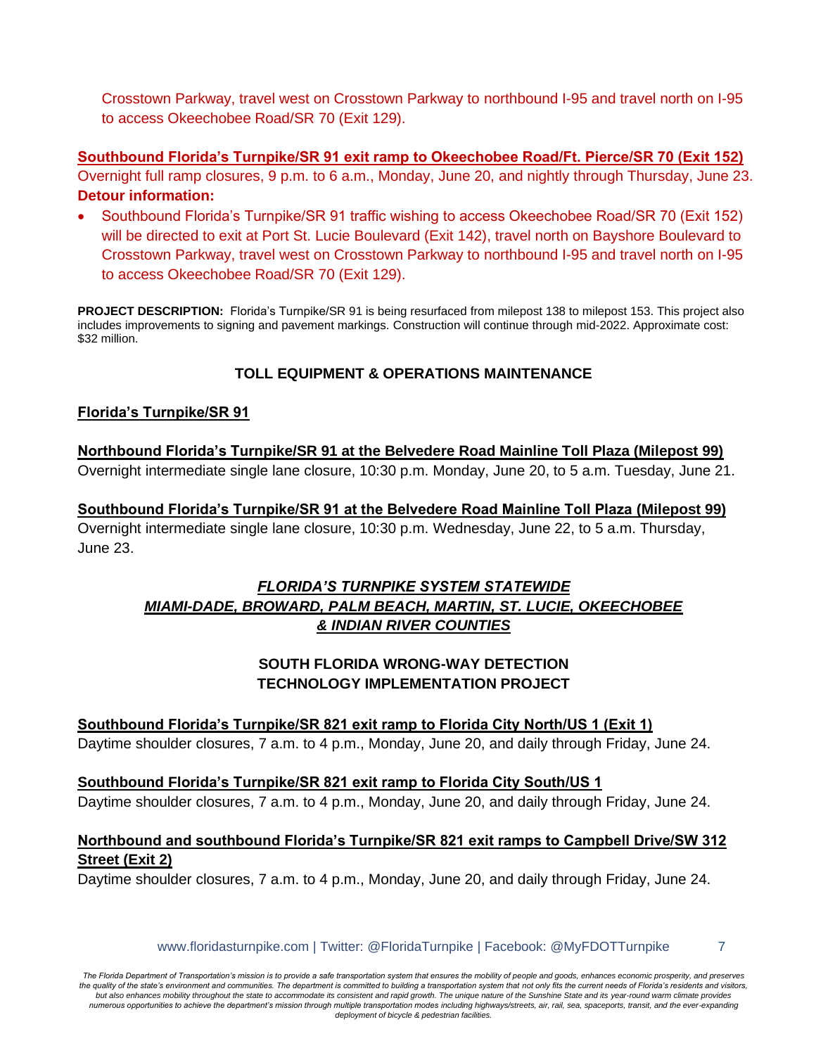Crosstown Parkway, travel west on Crosstown Parkway to northbound I-95 and travel north on I-95 to access Okeechobee Road/SR 70 (Exit 129).

**Southbound Florida's Turnpike/SR 91 exit ramp to Okeechobee Road/Ft. Pierce/SR 70 (Exit 152)**
Overnight full ramp closures, 9 p.m. to 6 a.m., Monday, June 20, and nightly through Thursday, June 23.
**Detour information:**

- Southbound Florida's Turnpike/SR 91 traffic wishing to access Okeechobee Road/SR 70 (Exit 152) will be directed to exit at Port St. Lucie Boulevard (Exit 142), travel north on Bayshore Boulevard to Crosstown Parkway, travel west on Crosstown Parkway to northbound I-95 and travel north on I-95 to access Okeechobee Road/SR 70 (Exit 129).

**PROJECT DESCRIPTION:** Florida's Turnpike/SR 91 is being resurfaced from milepost 138 to milepost 153. This project also includes improvements to signing and pavement markings. Construction will continue through mid-2022. Approximate cost: $32 million.

### TOLL EQUIPMENT & OPERATIONS MAINTENANCE

**Florida's Turnpike/SR 91**

**Northbound Florida's Turnpike/SR 91 at the Belvedere Road Mainline Toll Plaza (Milepost 99)**
Overnight intermediate single lane closure, 10:30 p.m. Monday, June 20, to 5 a.m. Tuesday, June 21.

**Southbound Florida's Turnpike/SR 91 at the Belvedere Road Mainline Toll Plaza (Milepost 99)**
Overnight intermediate single lane closure, 10:30 p.m. Wednesday, June 22, to 5 a.m. Thursday, June 23.

## *FLORIDA'S TURNPIKE SYSTEM STATEWIDE*
## *MIAMI-DADE, BROWARD, PALM BEACH, MARTIN, ST. LUCIE, OKEECHOBEE & INDIAN RIVER COUNTIES*

### SOUTH FLORIDA WRONG-WAY DETECTION TECHNOLOGY IMPLEMENTATION PROJECT

**Southbound Florida's Turnpike/SR 821 exit ramp to Florida City North/US 1 (Exit 1)**
Daytime shoulder closures, 7 a.m. to 4 p.m., Monday, June 20, and daily through Friday, June 24.

**Southbound Florida's Turnpike/SR 821 exit ramp to Florida City South/US 1**
Daytime shoulder closures, 7 a.m. to 4 p.m., Monday, June 20, and daily through Friday, June 24.

**Northbound and southbound Florida's Turnpike/SR 821 exit ramps to Campbell Drive/SW 312 Street (Exit 2)**
Daytime shoulder closures, 7 a.m. to 4 p.m., Monday, June 20, and daily through Friday, June 24.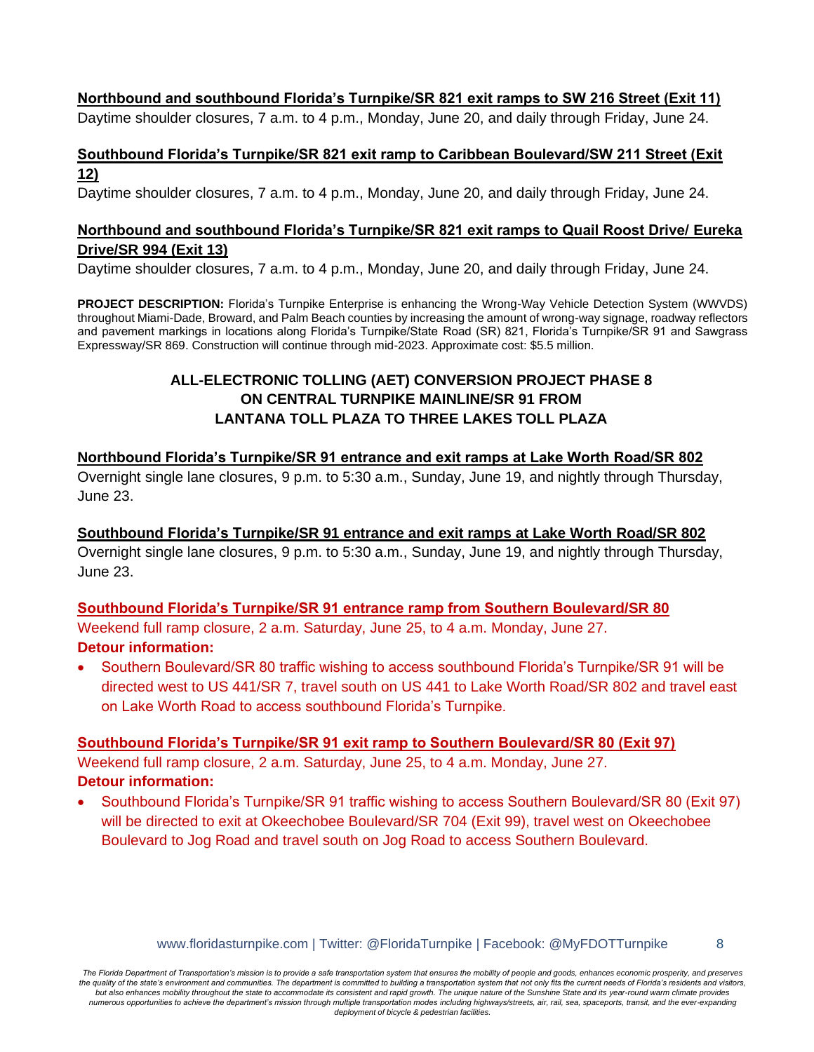**Northbound and southbound Florida's Turnpike/SR 821 exit ramps to SW 216 Street (Exit 11)**
Daytime shoulder closures, 7 a.m. to 4 p.m., Monday, June 20, and daily through Friday, June 24.

**Southbound Florida's Turnpike/SR 821 exit ramp to Caribbean Boulevard/SW 211 Street (Exit 12)**
Daytime shoulder closures, 7 a.m. to 4 p.m., Monday, June 20, and daily through Friday, June 24.

**Northbound and southbound Florida's Turnpike/SR 821 exit ramps to Quail Roost Drive/ Eureka Drive/SR 994 (Exit 13)**
Daytime shoulder closures, 7 a.m. to 4 p.m., Monday, June 20, and daily through Friday, June 24.

**PROJECT DESCRIPTION:** Florida's Turnpike Enterprise is enhancing the Wrong-Way Vehicle Detection System (WWVDS) throughout Miami-Dade, Broward, and Palm Beach counties by increasing the amount of wrong-way signage, roadway reflectors and pavement markings in locations along Florida's Turnpike/State Road (SR) 821, Florida's Turnpike/SR 91 and Sawgrass Expressway/SR 869. Construction will continue through mid-2023. Approximate cost: $5.5 million.

## ALL-ELECTRONIC TOLLING (AET) CONVERSION PROJECT PHASE 8 ON CENTRAL TURNPIKE MAINLINE/SR 91 FROM LANTANA TOLL PLAZA TO THREE LAKES TOLL PLAZA

**Northbound Florida's Turnpike/SR 91 entrance and exit ramps at Lake Worth Road/SR 802**
Overnight single lane closures, 9 p.m. to 5:30 a.m., Sunday, June 19, and nightly through Thursday, June 23.

**Southbound Florida's Turnpike/SR 91 entrance and exit ramps at Lake Worth Road/SR 802**
Overnight single lane closures, 9 p.m. to 5:30 a.m., Sunday, June 19, and nightly through Thursday, June 23.

**Southbound Florida's Turnpike/SR 91 entrance ramp from Southern Boulevard/SR 80**
Weekend full ramp closure, 2 a.m. Saturday, June 25, to 4 a.m. Monday, June 27.
**Detour information:**

- Southern Boulevard/SR 80 traffic wishing to access southbound Florida's Turnpike/SR 91 will be directed west to US 441/SR 7, travel south on US 441 to Lake Worth Road/SR 802 and travel east on Lake Worth Road to access southbound Florida's Turnpike.

**Southbound Florida's Turnpike/SR 91 exit ramp to Southern Boulevard/SR 80 (Exit 97)**
Weekend full ramp closure, 2 a.m. Saturday, June 25, to 4 a.m. Monday, June 27.
**Detour information:**

- Southbound Florida's Turnpike/SR 91 traffic wishing to access Southern Boulevard/SR 80 (Exit 97) will be directed to exit at Okeechobee Boulevard/SR 704 (Exit 99), travel west on Okeechobee Boulevard to Jog Road and travel south on Jog Road to access Southern Boulevard.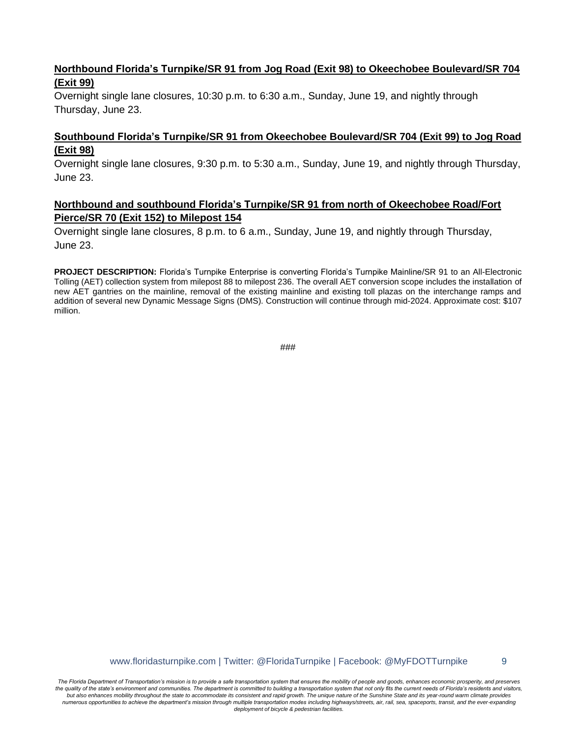**<u>Northbound Florida's Turnpike/SR 91 from Jog Road (Exit 98) to Okeechobee Boulevard/SR 704 (Exit 99)</u>**

Overnight single lane closures, 10:30 p.m. to 6:30 a.m., Sunday, June 19, and nightly through Thursday, June 23.

**<u>Southbound Florida's Turnpike/SR 91 from Okeechobee Boulevard/SR 704 (Exit 99) to Jog Road (Exit 98)</u>**

Overnight single lane closures, 9:30 p.m. to 5:30 a.m., Sunday, June 19, and nightly through Thursday, June 23.

**<u>Northbound and southbound Florida's Turnpike/SR 91 from north of Okeechobee Road/Fort Pierce/SR 70 (Exit 152) to Milepost 154</u>**

Overnight single lane closures, 8 p.m. to 6 a.m., Sunday, June 19, and nightly through Thursday, June 23.

**PROJECT DESCRIPTION:** Florida's Turnpike Enterprise is converting Florida's Turnpike Mainline/SR 91 to an All-Electronic Tolling (AET) collection system from milepost 88 to milepost 236. The overall AET conversion scope includes the installation of new AET gantries on the mainline, removal of the existing mainline and existing toll plazas on the interchange ramps and addition of several new Dynamic Message Signs (DMS). Construction will continue through mid-2024. Approximate cost: $107 million.

###

www.floridasturnpike.com | Twitter: @FloridaTurnpike | Facebook: @MyFDOTTurnpike

*The Florida Department of Transportation's mission is to provide a safe transportation system that ensures the mobility of people and goods, enhances economic prosperity, and preserves the quality of the state's environment and communities. The department is committed to building a transportation system that not only fits the current needs of Florida's residents and visitors, but also enhances mobility throughout the state to accommodate its consistent and rapid growth. The unique nature of the Sunshine State and its year-round warm climate provides numerous opportunities to achieve the department's mission through multiple transportation modes including highways/streets, air, rail, sea, spaceports, transit, and the ever-expanding deployment of bicycle & pedestrian facilities.*